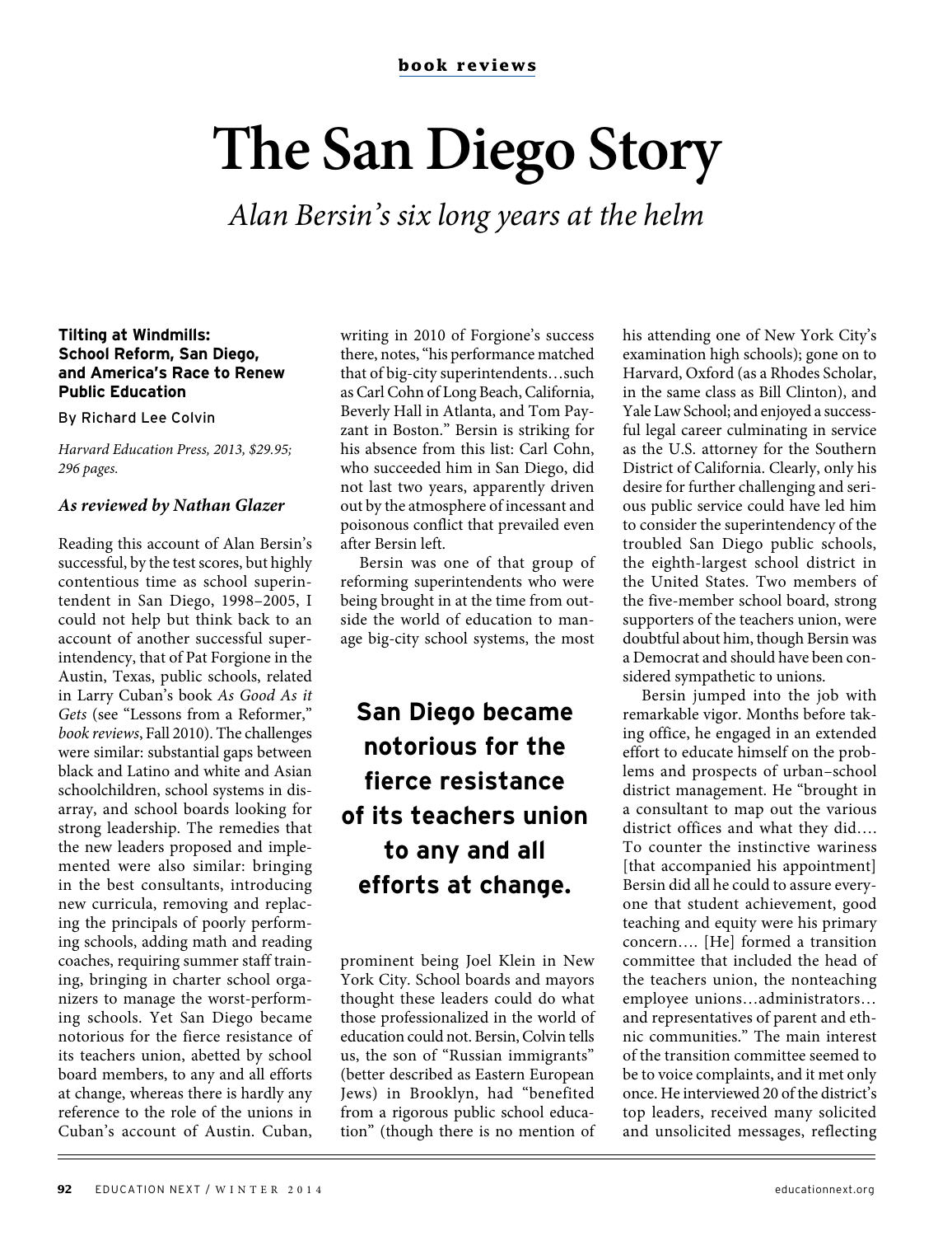book reviews

# The San Diego Story

*Alan Bersin's six long years at the helm*

**Tilting at Windmills: School Reform, San Diego, and America's Race to Renew Public Education**

By Richard Lee Colvin

*Harvard Education Press, 2013, $29.95; 296 pages.*

***As reviewed by Nathan Glazer***

Reading this account of Alan Bersin's successful, by the test scores, but highly contentious time as school superintendent in San Diego, 1998–2005, I could not help but think back to an account of another successful superintendency, that of Pat Forgione in the Austin, Texas, public schools, related in Larry Cuban's book *As Good As it Gets* (see "Lessons from a Reformer," *book reviews*, Fall 2010). The challenges were similar: substantial gaps between black and Latino and white and Asian schoolchildren, school systems in disarray, and school boards looking for strong leadership. The remedies that the new leaders proposed and implemented were also similar: bringing in the best consultants, introducing new curricula, removing and replacing the principals of poorly performing schools, adding math and reading coaches, requiring summer staff training, bringing in charter school organizers to manage the worst-performing schools. Yet San Diego became notorious for the fierce resistance of its teachers union, abetted by school board members, to any and all efforts at change, whereas there is hardly any reference to the role of the unions in Cuban's account of Austin. Cuban, writing in 2010 of Forgione's success there, notes, "his performance matched that of big-city superintendents…such as Carl Cohn of Long Beach, California, Beverly Hall in Atlanta, and Tom Payzant in Boston." Bersin is striking for his absence from this list: Carl Cohn, who succeeded him in San Diego, did not last two years, apparently driven out by the atmosphere of incessant and poisonous conflict that prevailed even after Bersin left.

Bersin was one of that group of reforming superintendents who were being brought in at the time from outside the world of education to manage big-city school systems, the most prominent being Joel Klein in New York City. School boards and mayors thought these leaders could do what those professionalized in the world of education could not. Bersin, Colvin tells us, the son of "Russian immigrants" (better described as Eastern European Jews) in Brooklyn, had "benefited from a rigorous public school education" (though there is no mention of his attending one of New York City's examination high schools); gone on to Harvard, Oxford (as a Rhodes Scholar, in the same class as Bill Clinton), and Yale Law School; and enjoyed a successful legal career culminating in service as the U.S. attorney for the Southern District of California. Clearly, only his desire for further challenging and serious public service could have led him to consider the superintendency of the troubled San Diego public schools, the eighth-largest school district in the United States. Two members of the five-member school board, strong supporters of the teachers union, were doubtful about him, though Bersin was a Democrat and should have been considered sympathetic to unions.

**San Diego became notorious for the fierce resistance of its teachers union to any and all efforts at change.**

Bersin jumped into the job with remarkable vigor. Months before taking office, he engaged in an extended effort to educate himself on the problems and prospects of urban–school district management. He "brought in a consultant to map out the various district offices and what they did…. To counter the instinctive wariness [that accompanied his appointment] Bersin did all he could to assure everyone that student achievement, good teaching and equity were his primary concern…. [He] formed a transition committee that included the head of the teachers union, the nonteaching employee unions…administrators…and representatives of parent and ethnic communities." The main interest of the transition committee seemed to be to voice complaints, and it met only once. He interviewed 20 of the district's top leaders, received many solicited and unsolicited messages, reflecting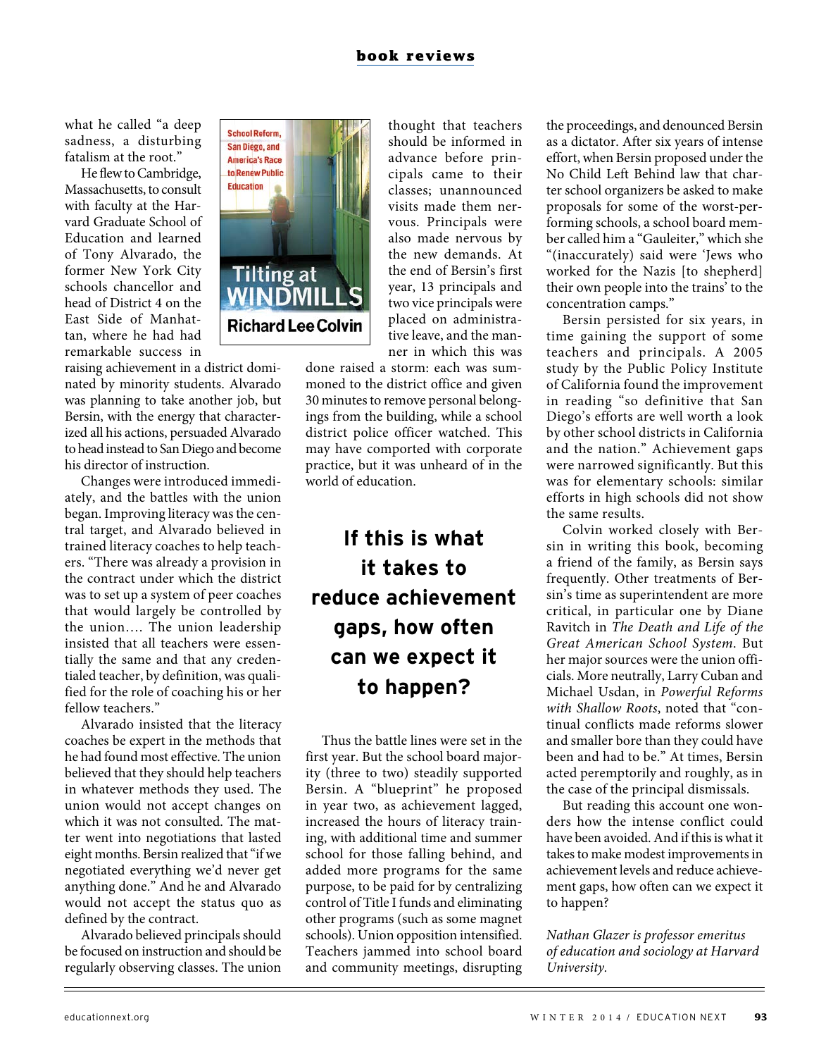what he called "a deep sadness, a disturbing fatalism at the root."

He flew to Cambridge, Massachusetts, to consult with faculty at the Harvard Graduate School of Education and learned of Tony Alvarado, the former New York City schools chancellor and head of District 4 on the East Side of Manhattan, where he had had remarkable success in raising achievement in a district dominated by minority students. Alvarado was planning to take another job, but Bersin, with the energy that characterized all his actions, persuaded Alvarado to head instead to San Diego and become his director of instruction.

Changes were introduced immediately, and the battles with the union began. Improving literacy was the central target, and Alvarado believed in trained literacy coaches to help teachers. "There was already a provision in the contract under which the district was to set up a system of peer coaches that would largely be controlled by the union…. The union leadership insisted that all teachers were essentially the same and that any credentialed teacher, by definition, was qualified for the role of coaching his or her fellow teachers."

Alvarado insisted that the literacy coaches be expert in the methods that he had found most effective. The union believed that they should help teachers in whatever methods they used. The union would not accept changes on which it was not consulted. The matter went into negotiations that lasted eight months. Bersin realized that "if we negotiated everything we'd never get anything done." And he and Alvarado would not accept the status quo as defined by the contract.

Alvarado believed principals should be focused on instruction and should be regularly observing classes. The union thought that teachers should be informed in advance before principals came to their classes; unannounced visits made them nervous. Principals were also made nervous by the new demands. At the end of Bersin's first year, 13 principals and two vice principals were placed on administrative leave, and the manner in which this was done raised a storm: each was summoned to the district office and given 30 minutes to remove personal belongings from the building, while a school district police officer watched. This may have comported with corporate practice, but it was unheard of in the world of education.

**If this is what it takes to reduce achievement gaps, how often can we expect it to happen?**

Thus the battle lines were set in the first year. But the school board majority (three to two) steadily supported Bersin. A "blueprint" he proposed in year two, as achievement lagged, increased the hours of literacy training, with additional time and summer school for those falling behind, and added more programs for the same purpose, to be paid for by centralizing control of Title I funds and eliminating other programs (such as some magnet schools). Union opposition intensified. Teachers jammed into school board and community meetings, disrupting the proceedings, and denounced Bersin as a dictator. After six years of intense effort, when Bersin proposed under the No Child Left Behind law that charter school organizers be asked to make proposals for some of the worst-performing schools, a school board member called him a "Gauleiter," which she "(inaccurately) said were 'Jews who worked for the Nazis [to shepherd] their own people into the trains' to the concentration camps."

Bersin persisted for six years, in time gaining the support of some teachers and principals. A 2005 study by the Public Policy Institute of California found the improvement in reading "so definitive that San Diego's efforts are well worth a look by other school districts in California and the nation." Achievement gaps were narrowed significantly. But this was for elementary schools: similar efforts in high schools did not show the same results.

Colvin worked closely with Bersin in writing this book, becoming a friend of the family, as Bersin says frequently. Other treatments of Bersin's time as superintendent are more critical, in particular one by Diane Ravitch in *The Death and Life of the Great American School System*. But her major sources were the union officials. More neutrally, Larry Cuban and Michael Usdan, in *Powerful Reforms with Shallow Roots*, noted that "continual conflicts made reforms slower and smaller bore than they could have been and had to be." At times, Bersin acted peremptorily and roughly, as in the case of the principal dismissals.

But reading this account one wonders how the intense conflict could have been avoided. And if this is what it takes to make modest improvements in achievement levels and reduce achievement gaps, how often can we expect it to happen?

*Nathan Glazer is professor emeritus of education and sociology at Harvard University.*